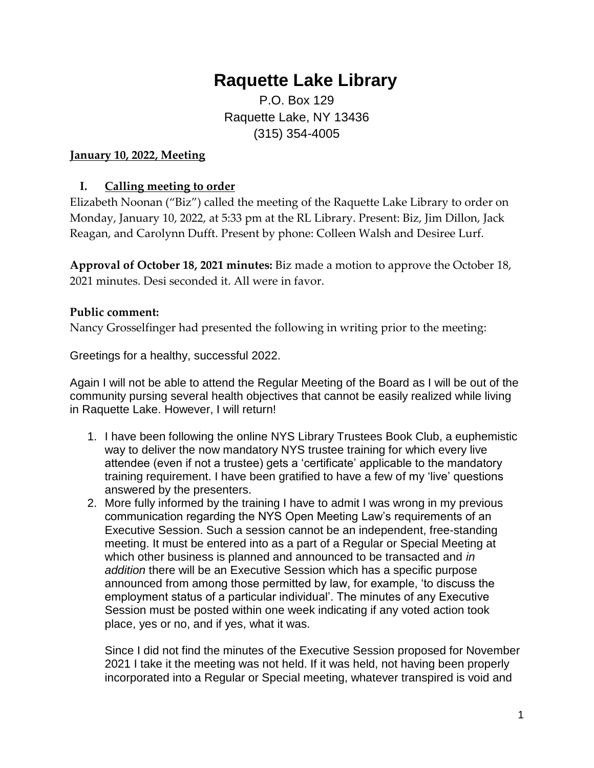# Raquette Lake Library

P.O. Box 129
Raquette Lake, NY 13436
(315) 354-4005

**January 10, 2022, Meeting**

## I. Calling meeting to order

Elizabeth Noonan ("Biz") called the meeting of the Raquette Lake Library to order on Monday, January 10, 2022, at 5:33 pm at the RL Library. Present: Biz, Jim Dillon, Jack Reagan, and Carolynn Dufft. Present by phone: Colleen Walsh and Desiree Lurf.

**Approval of October 18, 2021 minutes:** Biz made a motion to approve the October 18, 2021 minutes. Desi seconded it. All were in favor.

**Public comment:**

Nancy Grosselfinger had presented the following in writing prior to the meeting:

Greetings for a healthy, successful 2022.

Again I will not be able to attend the Regular Meeting of the Board as I will be out of the community pursing several health objectives that cannot be easily realized while living in Raquette Lake. However, I will return!

1. I have been following the online NYS Library Trustees Book Club, a euphemistic way to deliver the now mandatory NYS trustee training for which every live attendee (even if not a trustee) gets a 'certificate' applicable to the mandatory training requirement. I have been gratified to have a few of my 'live' questions answered by the presenters.
2. More fully informed by the training I have to admit I was wrong in my previous communication regarding the NYS Open Meeting Law's requirements of an Executive Session. Such a session cannot be an independent, free-standing meeting. It must be entered into as a part of a Regular or Special Meeting at which other business is planned and announced to be transacted and *in addition* there will be an Executive Session which has a specific purpose announced from among those permitted by law, for example, 'to discuss the employment status of a particular individual'. The minutes of any Executive Session must be posted within one week indicating if any voted action took place, yes or no, and if yes, what it was.

   Since I did not find the minutes of the Executive Session proposed for November 2021 I take it the meeting was not held. If it was held, not having been properly incorporated into a Regular or Special meeting, whatever transpired is void and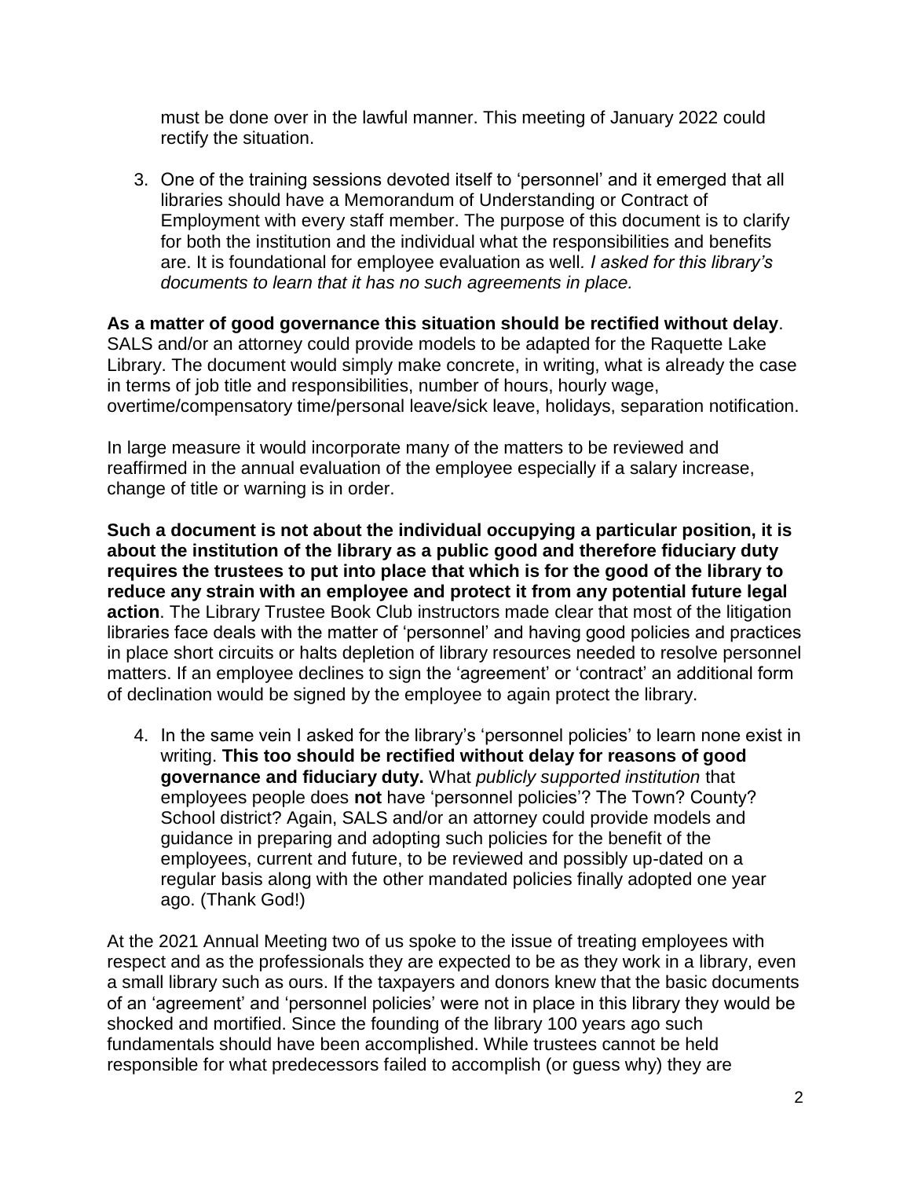must be done over in the lawful manner. This meeting of January 2022 could rectify the situation.

3. One of the training sessions devoted itself to 'personnel' and it emerged that all libraries should have a Memorandum of Understanding or Contract of Employment with every staff member. The purpose of this document is to clarify for both the institution and the individual what the responsibilities and benefits are. It is foundational for employee evaluation as well. *I asked for this library's documents to learn that it has no such agreements in place.*

**As a matter of good governance this situation should be rectified without delay**. SALS and/or an attorney could provide models to be adapted for the Raquette Lake Library. The document would simply make concrete, in writing, what is already the case in terms of job title and responsibilities, number of hours, hourly wage, overtime/compensatory time/personal leave/sick leave, holidays, separation notification.

In large measure it would incorporate many of the matters to be reviewed and reaffirmed in the annual evaluation of the employee especially if a salary increase, change of title or warning is in order.

**Such a document is not about the individual occupying a particular position, it is about the institution of the library as a public good and therefore fiduciary duty requires the trustees to put into place that which is for the good of the library to reduce any strain with an employee and protect it from any potential future legal action**. The Library Trustee Book Club instructors made clear that most of the litigation libraries face deals with the matter of 'personnel' and having good policies and practices in place short circuits or halts depletion of library resources needed to resolve personnel matters. If an employee declines to sign the 'agreement' or 'contract' an additional form of declination would be signed by the employee to again protect the library.

4. In the same vein I asked for the library's 'personnel policies' to learn none exist in writing. **This too should be rectified without delay for reasons of good governance and fiduciary duty.** What *publicly supported institution* that employees people does **not** have 'personnel policies'? The Town? County? School district? Again, SALS and/or an attorney could provide models and guidance in preparing and adopting such policies for the benefit of the employees, current and future, to be reviewed and possibly up-dated on a regular basis along with the other mandated policies finally adopted one year ago. (Thank God!)

At the 2021 Annual Meeting two of us spoke to the issue of treating employees with respect and as the professionals they are expected to be as they work in a library, even a small library such as ours. If the taxpayers and donors knew that the basic documents of an 'agreement' and 'personnel policies' were not in place in this library they would be shocked and mortified. Since the founding of the library 100 years ago such fundamentals should have been accomplished. While trustees cannot be held responsible for what predecessors failed to accomplish (or guess why) they are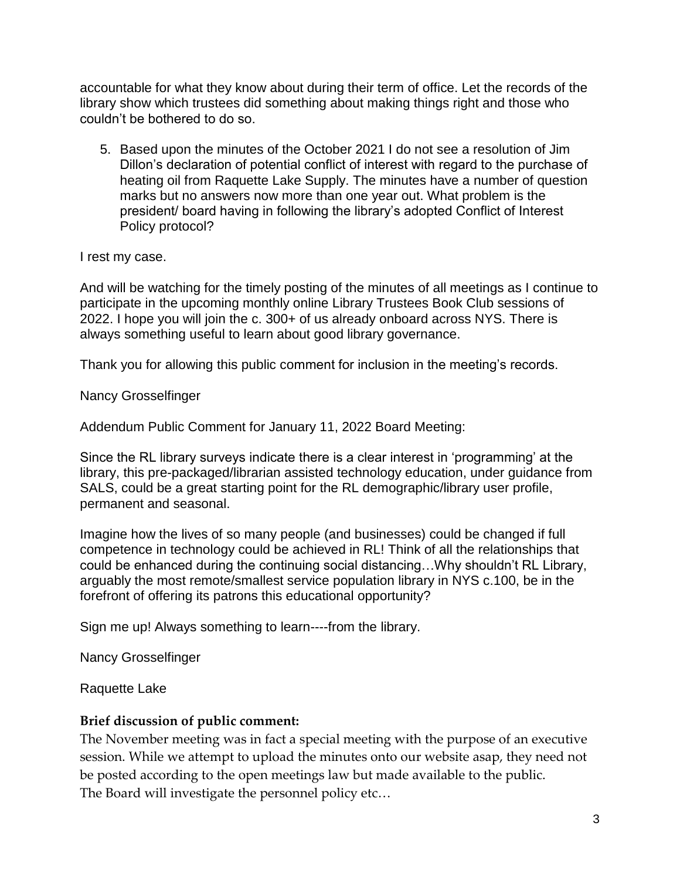accountable for what they know about during their term of office. Let the records of the library show which trustees did something about making things right and those who couldn't be bothered to do so.

5. Based upon the minutes of the October 2021 I do not see a resolution of Jim Dillon's declaration of potential conflict of interest with regard to the purchase of heating oil from Raquette Lake Supply. The minutes have a number of question marks but no answers now more than one year out. What problem is the president/ board having in following the library's adopted Conflict of Interest Policy protocol?

I rest my case.

And will be watching for the timely posting of the minutes of all meetings as I continue to participate in the upcoming monthly online Library Trustees Book Club sessions of 2022. I hope you will join the c. 300+ of us already onboard across NYS. There is always something useful to learn about good library governance.

Thank you for allowing this public comment for inclusion in the meeting's records.

Nancy Grosselfinger

Addendum Public Comment for January 11, 2022 Board Meeting:

Since the RL library surveys indicate there is a clear interest in 'programming' at the library, this pre-packaged/librarian assisted technology education, under guidance from SALS, could be a great starting point for the RL demographic/library user profile, permanent and seasonal.

Imagine how the lives of so many people (and businesses) could be changed if full competence in technology could be achieved in RL! Think of all the relationships that could be enhanced during the continuing social distancing…Why shouldn't RL Library, arguably the most remote/smallest service population library in NYS c.100, be in the forefront of offering its patrons this educational opportunity?

Sign me up! Always something to learn----from the library.

Nancy Grosselfinger

Raquette Lake

**Brief discussion of public comment:**

The November meeting was in fact a special meeting with the purpose of an executive session. While we attempt to upload the minutes onto our website asap, they need not be posted according to the open meetings law but made available to the public.
The Board will investigate the personnel policy etc…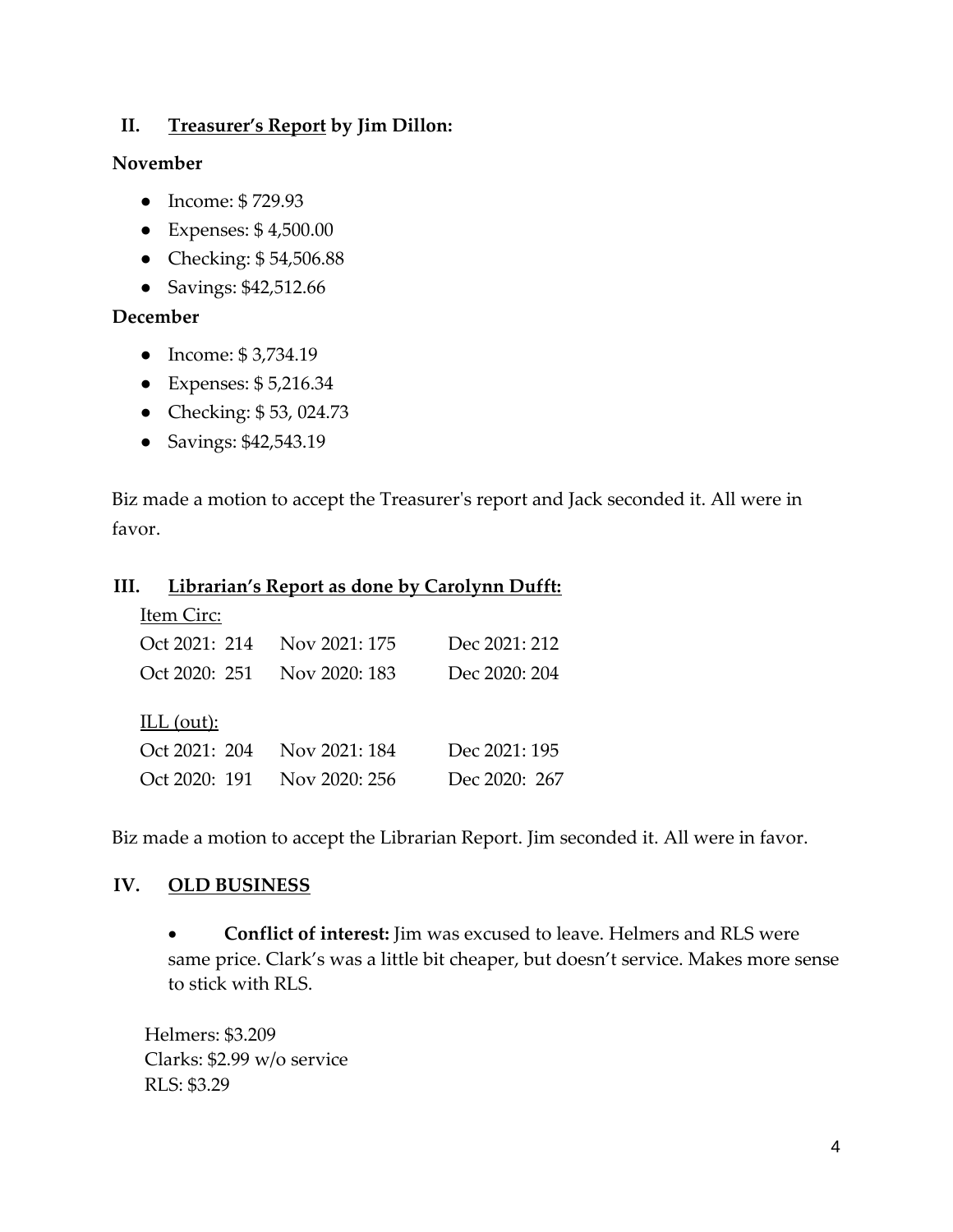## II. <u>Treasurer's Report</u> by Jim Dillon:

**November**

- Income: $ 729.93
- Expenses: $ 4,500.00
- Checking: $ 54,506.88
- Savings: $42,512.66

**December**

- Income: $ 3,734.19
- Expenses: $ 5,216.34
- Checking: $ 53, 024.73
- Savings: $42,543.19

Biz made a motion to accept the Treasurer's report and Jack seconded it. All were in favor.

## III. <u>Librarian's Report as done by Carolynn Dufft:</u>

<u>Item Circ:</u>

| | | |
|---|---|---|
| Oct 2021: 214 | Nov 2021: 175 | Dec 2021: 212 |
| Oct 2020: 251 | Nov 2020: 183 | Dec 2020: 204 |

<u>ILL (out):</u>

| | | |
|---|---|---|
| Oct 2021: 204 | Nov 2021: 184 | Dec 2021: 195 |
| Oct 2020: 191 | Nov 2020: 256 | Dec 2020: 267 |

Biz made a motion to accept the Librarian Report. Jim seconded it. All were in favor.

## IV. <u>OLD BUSINESS</u>

- **Conflict of interest:** Jim was excused to leave. Helmers and RLS were same price. Clark's was a little bit cheaper, but doesn't service. Makes more sense to stick with RLS.

Helmers: $3.209
Clarks: $2.99 w/o service
RLS: $3.29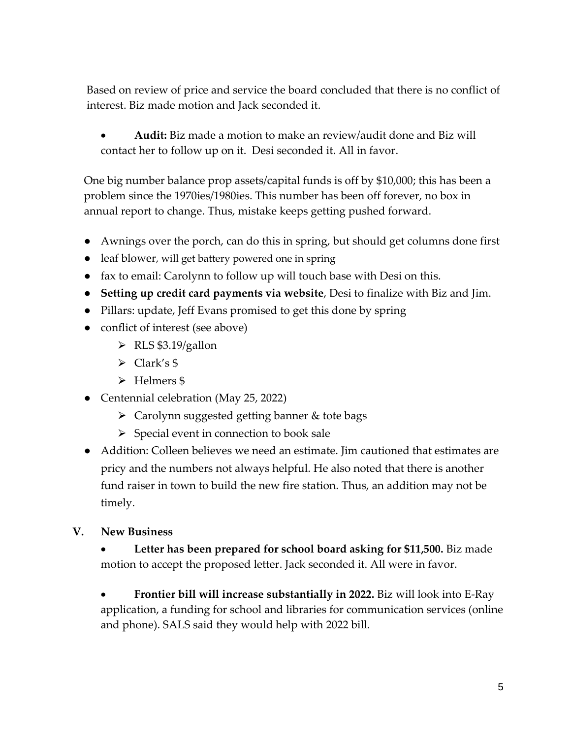Based on review of price and service the board concluded that there is no conflict of interest. Biz made motion and Jack seconded it.

- **Audit:** Biz made a motion to make an review/audit done and Biz will contact her to follow up on it. Desi seconded it. All in favor.

One big number balance prop assets/capital funds is off by $10,000; this has been a problem since the 1970ies/1980ies. This number has been off forever, no box in annual report to change. Thus, mistake keeps getting pushed forward.

- Awnings over the porch, can do this in spring, but should get columns done first
- leaf blower, will get battery powered one in spring
- fax to email: Carolynn to follow up will touch base with Desi on this.
- **Setting up credit card payments via website**, Desi to finalize with Biz and Jim.
- Pillars: update, Jeff Evans promised to get this done by spring
- conflict of interest (see above)
  - RLS $3.19/gallon
  - Clark's $
  - Helmers $
- Centennial celebration (May 25, 2022)
  - Carolynn suggested getting banner & tote bags
  - Special event in connection to book sale
- Addition: Colleen believes we need an estimate. Jim cautioned that estimates are pricy and the numbers not always helpful. He also noted that there is another fund raiser in town to build the new fire station. Thus, an addition may not be timely.

## V. New Business

- **Letter has been prepared for school board asking for $11,500.** Biz made motion to accept the proposed letter. Jack seconded it. All were in favor.

- **Frontier bill will increase substantially in 2022.** Biz will look into E-Ray application, a funding for school and libraries for communication services (online and phone). SALS said they would help with 2022 bill.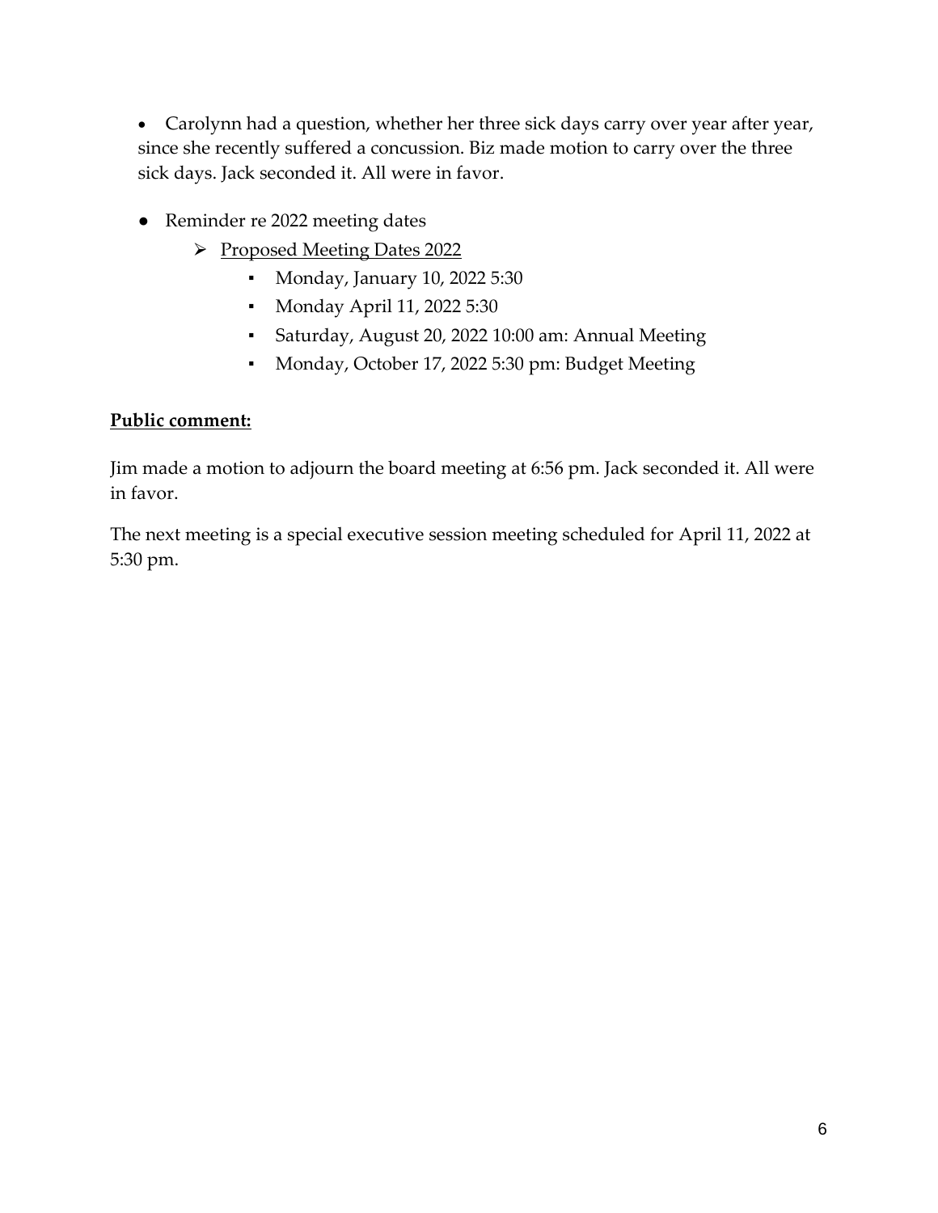- Carolynn had a question, whether her three sick days carry over year after year, since she recently suffered a concussion. Biz made motion to carry over the three sick days. Jack seconded it. All were in favor.

- Reminder re 2022 meeting dates
  - Proposed Meeting Dates 2022
    - Monday, January 10, 2022 5:30
    - Monday April 11, 2022 5:30
    - Saturday, August 20, 2022 10:00 am: Annual Meeting
    - Monday, October 17, 2022 5:30 pm: Budget Meeting

**Public comment:**

Jim made a motion to adjourn the board meeting at 6:56 pm. Jack seconded it. All were in favor.

The next meeting is a special executive session meeting scheduled for April 11, 2022 at 5:30 pm.